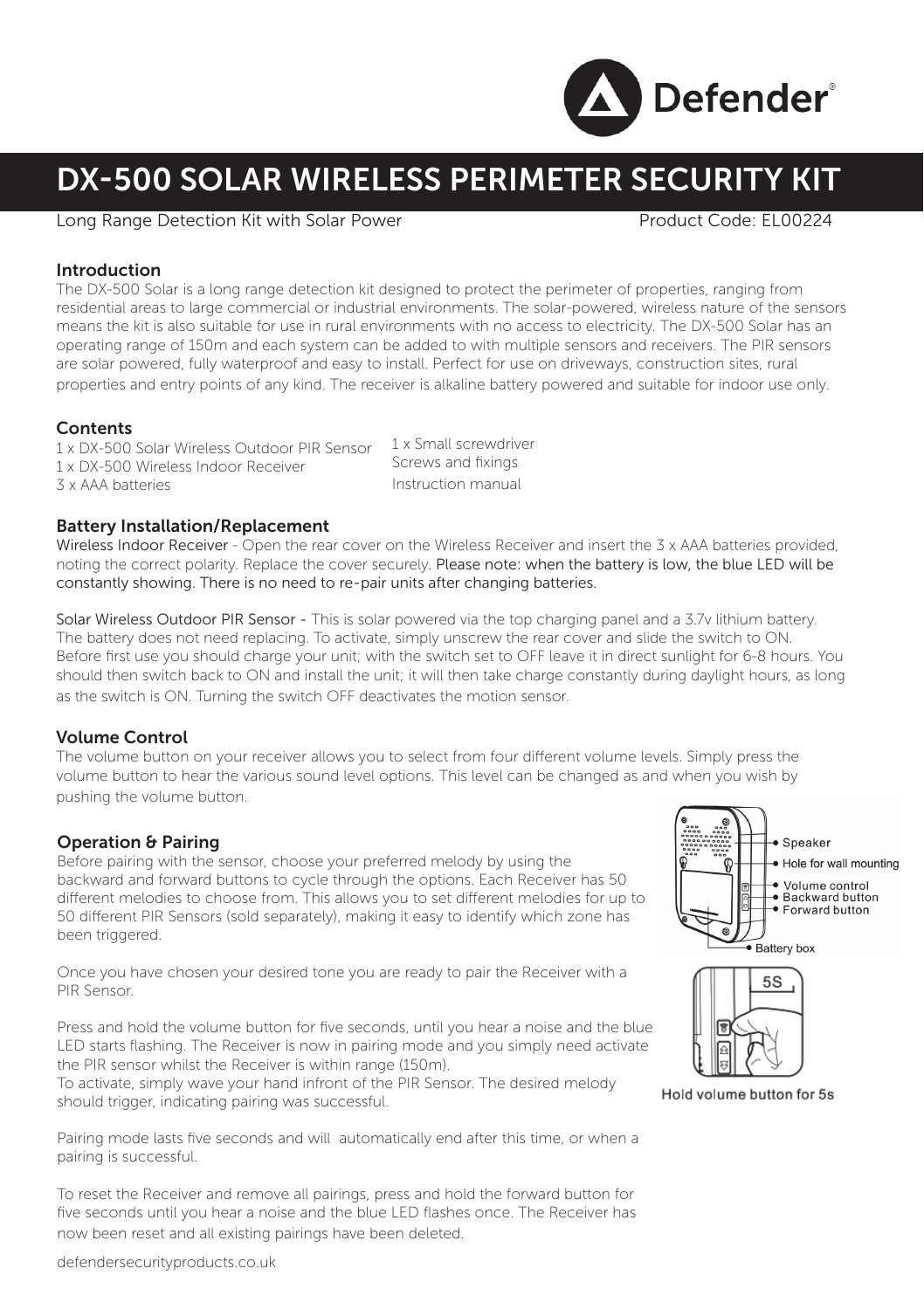# DX-500 SOLAR WIRELESS PERIMETER SECURITY KIT

Long Range Detection Kit with Solar Power

Product Code: EL00224

## Introduction

The DX-500 Solar is a long range detection kit designed to protect the perimeter of properties, ranging from residential areas to large commercial or industrial environments. The solar-powered, wireless nature of the sensors means the kit is also suitable for use in rural environments with no access to electricity. The DX-500 Solar has an operating range of 150m and each system can be added to with multiple sensors and receivers. The PIR sensors are solar powered, fully waterproof and easy to install. Perfect for use on driveways, construction sites, rural properties and entry points of any kind. The receiver is alkaline battery powered and suitable for indoor use only.

## Contents

1 x DX-500 Solar Wireless Outdoor PIR Sensor
1 x DX-500 Wireless Indoor Receiver
3 x AAA batteries
1 x Small screwdriver
Screws and fixings
Instruction manual

## Battery Installation/Replacement

Wireless Indoor Receiver - Open the rear cover on the Wireless Receiver and insert the 3 x AAA batteries provided, noting the correct polarity. Replace the cover securely. Please note: when the battery is low, the blue LED will be constantly showing. There is no need to re-pair units after changing batteries.

Solar Wireless Outdoor PIR Sensor - This is solar powered via the top charging panel and a 3.7v lithium battery. The battery does not need replacing. To activate, simply unscrew the rear cover and slide the switch to ON. Before first use you should charge your unit; with the switch set to OFF leave it in direct sunlight for 6-8 hours. You should then switch back to ON and install the unit; it will then take charge constantly during daylight hours, as long as the switch is ON. Turning the switch OFF deactivates the motion sensor.

## Volume Control

The volume button on your receiver allows you to select from four different volume levels. Simply press the volume button to hear the various sound level options. This level can be changed as and when you wish by pushing the volume button.

## Operation & Pairing

Before pairing with the sensor, choose your preferred melody by using the backward and forward buttons to cycle through the options. Each Receiver has 50 different melodies to choose from. This allows you to set different melodies for up to 50 different PIR Sensors (sold separately), making it easy to identify which zone has been triggered.

Once you have chosen your desired tone you are ready to pair the Receiver with a PIR Sensor.

Press and hold the volume button for five seconds, until you hear a noise and the blue LED starts flashing. The Receiver is now in pairing mode and you simply need activate the PIR sensor whilst the Receiver is within range (150m).
To activate, simply wave your hand infront of the PIR Sensor. The desired melody should trigger, indicating pairing was successful.

Pairing mode lasts five seconds and will automatically end after this time, or when a pairing is successful.

To reset the Receiver and remove all pairings, press and hold the forward button for five seconds until you hear a noise and the blue LED flashes once. The Receiver has now been reset and all existing pairings have been deleted.

Speaker
Hole for wall mounting
Volume control
Backward button
Forward button
Battery box

5S

Hold volume button for 5s

defendersecurityproducts.co.uk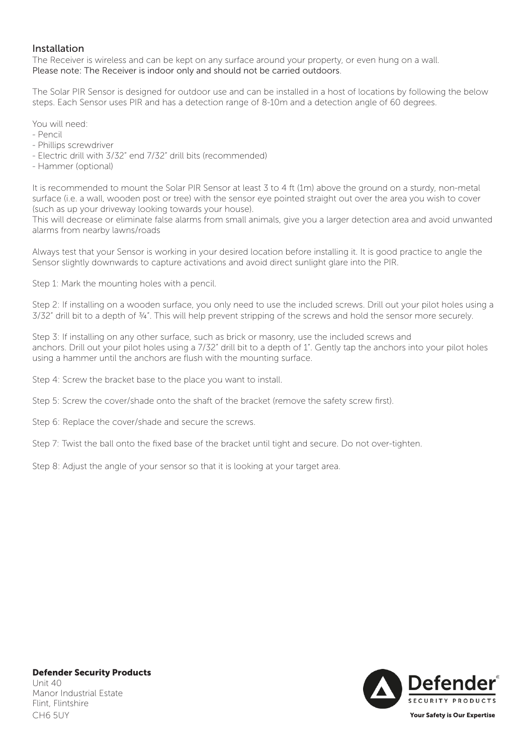## Installation

The Receiver is wireless and can be kept on any surface around your property, or even hung on a wall.
Please note: The Receiver is indoor only and should not be carried outdoors.

The Solar PIR Sensor is designed for outdoor use and can be installed in a host of locations by following the below steps. Each Sensor uses PIR and has a detection range of 8-10m and a detection angle of 60 degrees.

You will need:

- Pencil
- Phillips screwdriver
- Electric drill with 3/32" end 7/32" drill bits (recommended)
- Hammer (optional)

It is recommended to mount the Solar PIR Sensor at least 3 to 4 ft (1m) above the ground on a sturdy, non-metal surface (i.e. a wall, wooden post or tree) with the sensor eye pointed straight out over the area you wish to cover (such as up your driveway looking towards your house).
This will decrease or eliminate false alarms from small animals, give you a larger detection area and avoid unwanted alarms from nearby lawns/roads

Always test that your Sensor is working in your desired location before installing it. It is good practice to angle the Sensor slightly downwards to capture activations and avoid direct sunlight glare into the PIR.

Step 1: Mark the mounting holes with a pencil.

Step 2: If installing on a wooden surface, you only need to use the included screws. Drill out your pilot holes using a 3/32" drill bit to a depth of ¾". This will help prevent stripping of the screws and hold the sensor more securely.

Step 3: If installing on any other surface, such as brick or masonry, use the included screws and anchors. Drill out your pilot holes using a 7/32" drill bit to a depth of 1". Gently tap the anchors into your pilot holes using a hammer until the anchors are flush with the mounting surface.

Step 4: Screw the bracket base to the place you want to install.

Step 5: Screw the cover/shade onto the shaft of the bracket (remove the safety screw first).

Step 6: Replace the cover/shade and secure the screws.

Step 7: Twist the ball onto the fixed base of the bracket until tight and secure. Do not over-tighten.

Step 8: Adjust the angle of your sensor so that it is looking at your target area.

**Defender Security Products**
Unit 40
Manor Industrial Estate
Flint, Flintshire
CH6 5UY

Defender® SECURITY PRODUCTS
**Your Safety is Our Expertise**